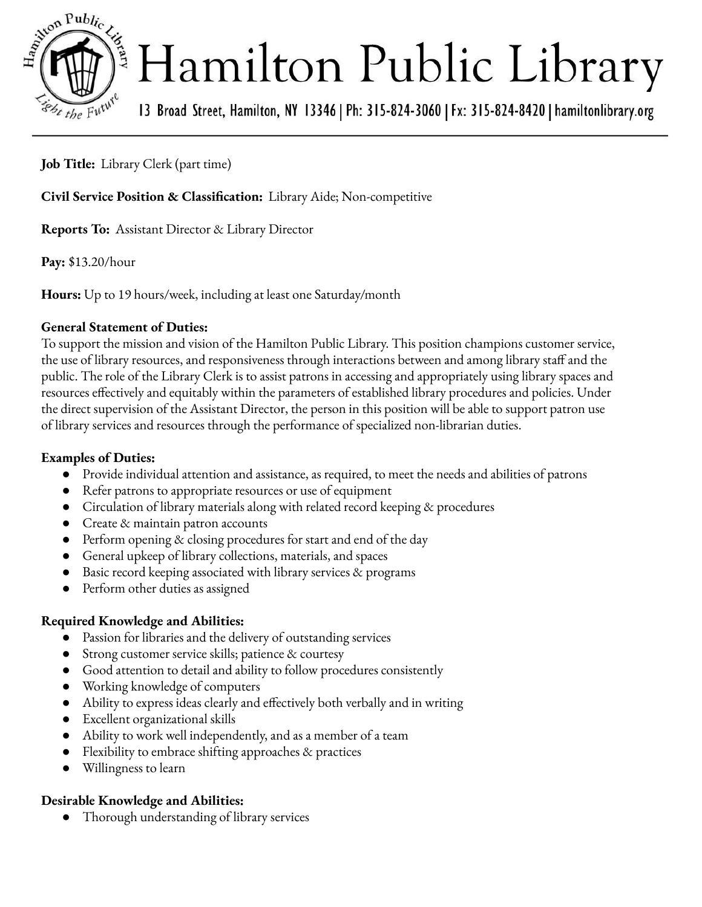# Hamilton Public Library

13 Broad Street, Hamilton, NY 13346 | Ph: 315-824-3060 | Fx: 315-824-8420 | hamiltonlibrary.org

**Job Title:** Library Clerk (part time)

**Civil Service Position & Classification:** Library Aide; Non-competitive

**Reports To:** Assistant Director & Library Director

**Pay:** $13.20/hour

**Hours:** Up to 19 hours/week, including at least one Saturday/month

**General Statement of Duties:**

To support the mission and vision of the Hamilton Public Library. This position champions customer service, the use of library resources, and responsiveness through interactions between and among library staff and the public. The role of the Library Clerk is to assist patrons in accessing and appropriately using library spaces and resources effectively and equitably within the parameters of established library procedures and policies. Under the direct supervision of the Assistant Director, the person in this position will be able to support patron use of library services and resources through the performance of specialized non-librarian duties.

**Examples of Duties:**

- Provide individual attention and assistance, as required, to meet the needs and abilities of patrons
- Refer patrons to appropriate resources or use of equipment
- Circulation of library materials along with related record keeping & procedures
- Create & maintain patron accounts
- Perform opening & closing procedures for start and end of the day
- General upkeep of library collections, materials, and spaces
- Basic record keeping associated with library services & programs
- Perform other duties as assigned

**Required Knowledge and Abilities:**

- Passion for libraries and the delivery of outstanding services
- Strong customer service skills; patience & courtesy
- Good attention to detail and ability to follow procedures consistently
- Working knowledge of computers
- Ability to express ideas clearly and effectively both verbally and in writing
- Excellent organizational skills
- Ability to work well independently, and as a member of a team
- Flexibility to embrace shifting approaches & practices
- Willingness to learn

**Desirable Knowledge and Abilities:**

- Thorough understanding of library services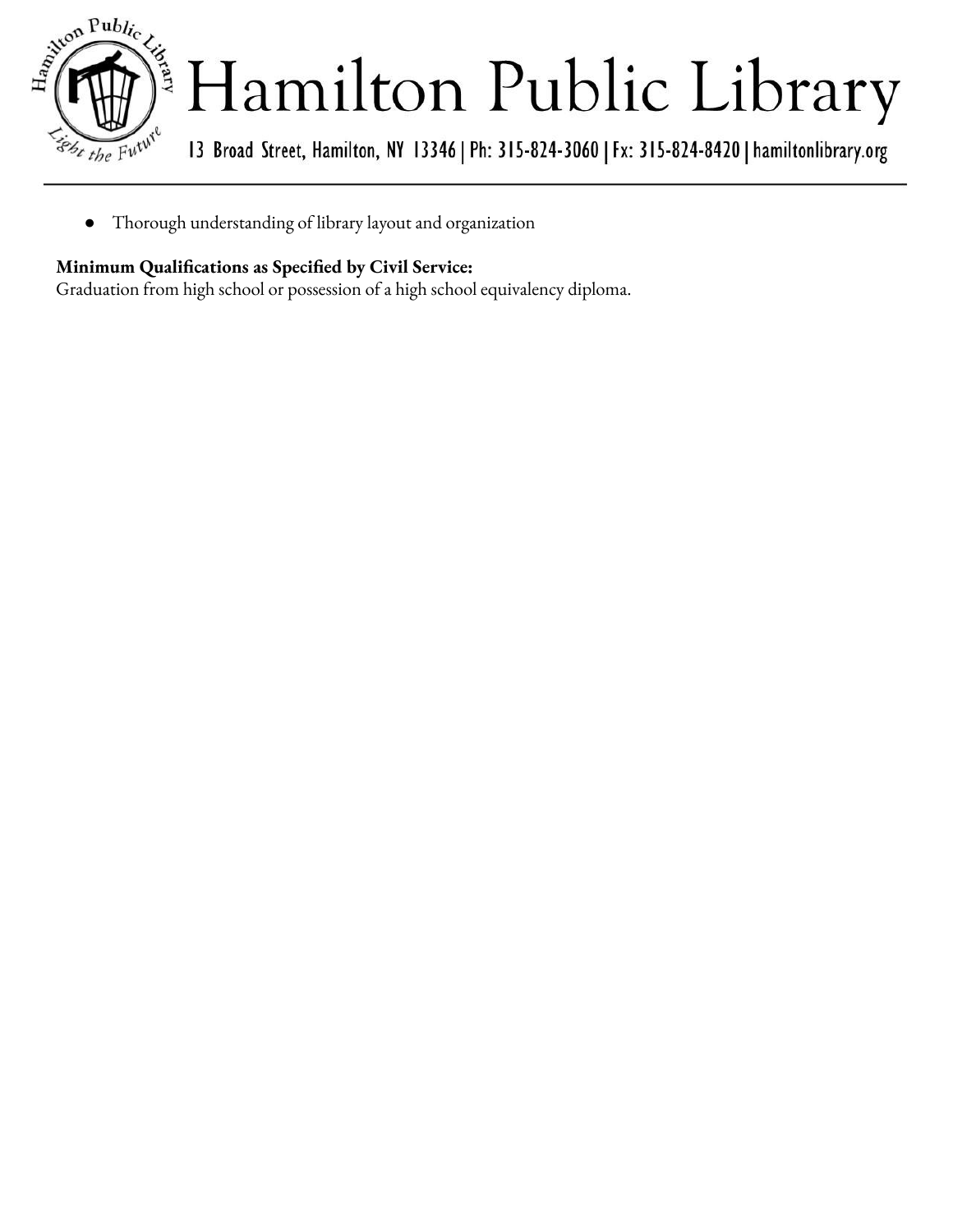- Thorough understanding of library layout and organization

**Minimum Qualifications as Specified by Civil Service:**
Graduation from high school or possession of a high school equivalency diploma.